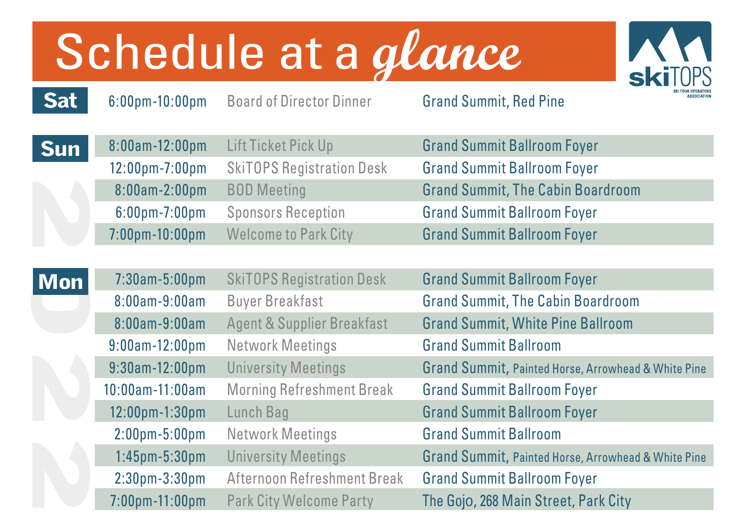# Schedule at a *glance*

skiTOPS
SKI TOUR OPERATORS ASSOCIATION

| Day | Time | Event | Location |
|---|---|---|---|
| **Sat** | 6:00pm-10:00pm | Board of Director Dinner | Grand Summit, Red Pine |
| **Sun** | 8:00am-12:00pm | Lift Ticket Pick Up | Grand Summit Ballroom Foyer |
| | 12:00pm-7:00pm | SkiTOPS Registration Desk | Grand Summit Ballroom Foyer |
| | 8:00am-2:00pm | BOD Meeting | Grand Summit, The Cabin Boardroom |
| | 6:00pm-7:00pm | Sponsors Reception | Grand Summit Ballroom Foyer |
| | 7:00pm-10:00pm | Welcome to Park City | Grand Summit Ballroom Foyer |
| **Mon** | 7:30am-5:00pm | SkiTOPS Registration Desk | Grand Summit Ballroom Foyer |
| | 8:00am-9:00am | Buyer Breakfast | Grand Summit, The Cabin Boardroom |
| | 8:00am-9:00am | Agent & Supplier Breakfast | Grand Summit, White Pine Ballroom |
| | 9:00am-12:00pm | Network Meetings | Grand Summit Ballroom |
| | 9:30am-12:00pm | University Meetings | Grand Summit, Painted Horse, Arrowhead & White Pine |
| | 10:00am-11:00am | Morning Refreshment Break | Grand Summit Ballroom Foyer |
| | 12:00pm-1:30pm | Lunch Bag | Grand Summit Ballroom Foyer |
| | 2:00pm-5:00pm | Network Meetings | Grand Summit Ballroom |
| | 1:45pm-5:30pm | University Meetings | Grand Summit, Painted Horse, Arrowhead & White Pine |
| | 2:30pm-3:30pm | Afternoon Refreshment Break | Grand Summit Ballroom Foyer |
| | 7:00pm-11:00pm | Park City Welcome Party | The Gojo, 268 Main Street, Park City |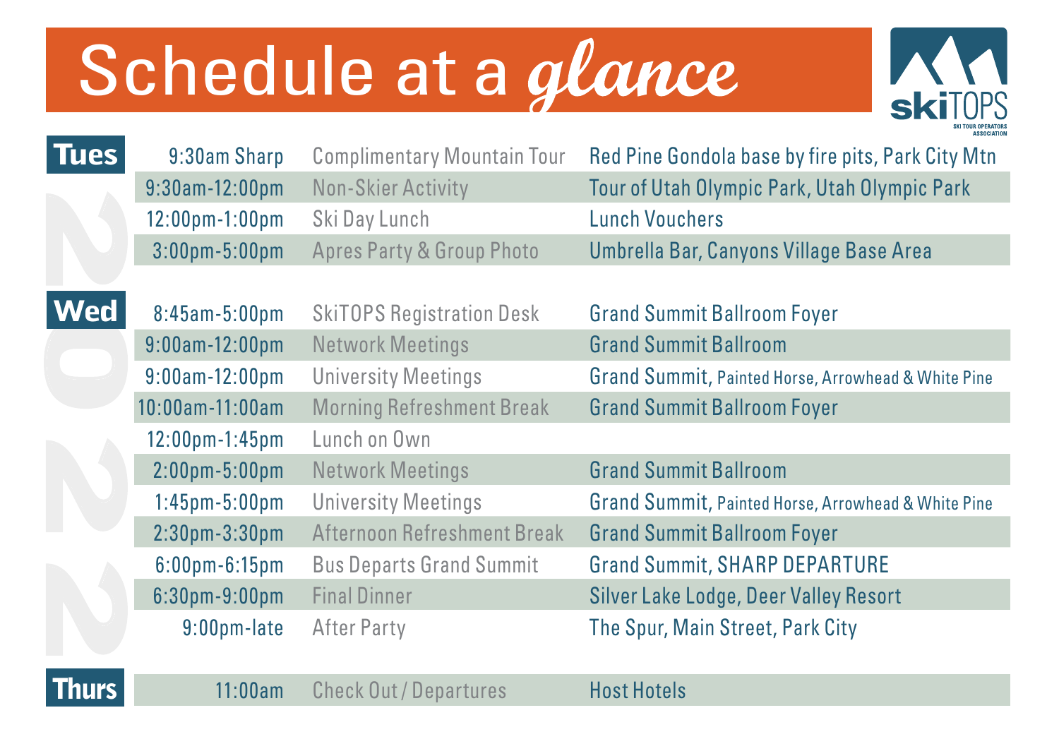# Schedule at a *glance*

skiTOPS
SKI TOUR OPERATORS ASSOCIATION

2022

| | | | |
|---|---|---|---|
| **Tues** | 9:30am Sharp | Complimentary Mountain Tour | Red Pine Gondola base by fire pits, Park City Mtn |
| | 9:30am-12:00pm | Non-Skier Activity | Tour of Utah Olympic Park, Utah Olympic Park |
| | 12:00pm-1:00pm | Ski Day Lunch | Lunch Vouchers |
| | 3:00pm-5:00pm | Apres Party & Group Photo | Umbrella Bar, Canyons Village Base Area |
| **Wed** | 8:45am-5:00pm | SkiTOPS Registration Desk | Grand Summit Ballroom Foyer |
| | 9:00am-12:00pm | Network Meetings | Grand Summit Ballroom |
| | 9:00am-12:00pm | University Meetings | Grand Summit, Painted Horse, Arrowhead & White Pine |
| | 10:00am-11:00am | Morning Refreshment Break | Grand Summit Ballroom Foyer |
| | 12:00pm-1:45pm | Lunch on Own | |
| | 2:00pm-5:00pm | Network Meetings | Grand Summit Ballroom |
| | 1:45pm-5:00pm | University Meetings | Grand Summit, Painted Horse, Arrowhead & White Pine |
| | 2:30pm-3:30pm | Afternoon Refreshment Break | Grand Summit Ballroom Foyer |
| | 6:00pm-6:15pm | Bus Departs Grand Summit | Grand Summit, SHARP DEPARTURE |
| | 6:30pm-9:00pm | Final Dinner | Silver Lake Lodge, Deer Valley Resort |
| | 9:00pm-late | After Party | The Spur, Main Street, Park City |
| **Thurs** | 11:00am | Check Out / Departures | Host Hotels |